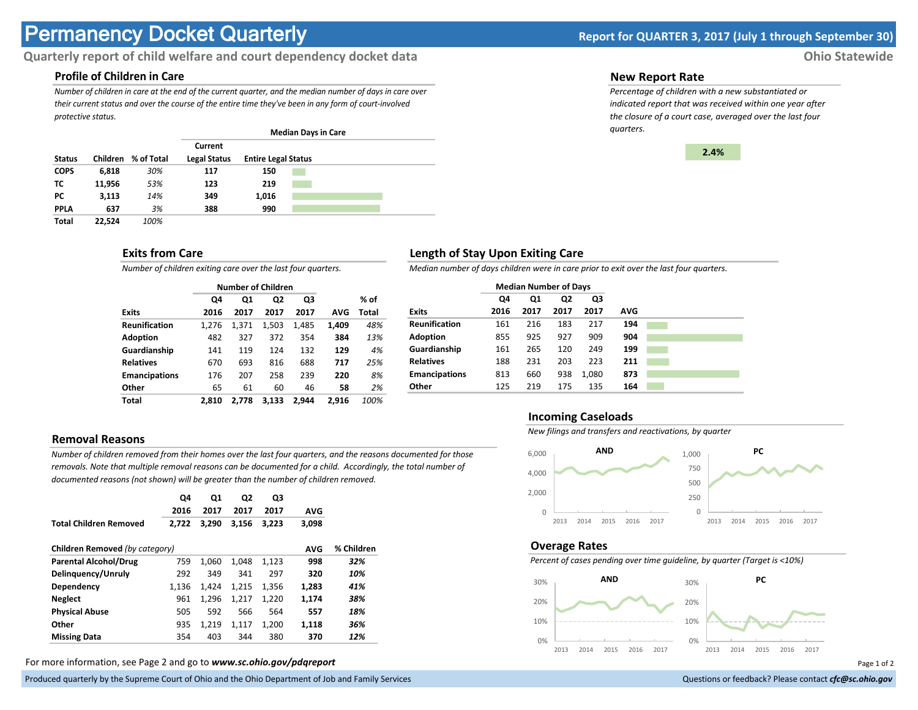# Permanency Docket Quarterly

**Report for QUARTER 3, 2017 (July 1 through September 30)**

**Quarterly report of child welfare and court dependency docket data** — **Ohio Statewide**

## Profile of Children in Care

*Number of children in care at the end of the current quarter, and the median number of days in care over their current status and over the course of the entire time they've been in any form of court-involved protective status.*

| | | | Median Days in Care | |
|---|---|---|---|---|
| **Status** | **Children** | **% of Total** | **Current Legal Status** | **Entire Legal Status** |
| **COPS** | **6,818** | *30%* | **117** | **150** |
| **TC** | **11,956** | *53%* | **123** | **219** |
| **PC** | **3,113** | *14%* | **349** | **1,016** |
| **PPLA** | **637** | *3%* | **388** | **990** |
| **Total** | **22,524** | *100%* | | |

## New Report Rate

*Percentage of children with a new substantiated or indicated report that was received within one year after the closure of a court case, averaged over the last four quarters.*

**2.4%**

## Exits from Care

*Number of children exiting care over the last four quarters.*

| | Number of Children | | | | | |
|---|---|---|---|---|---|---|
| **Exits** | **Q4 2016** | **Q1 2017** | **Q2 2017** | **Q3 2017** | **AVG** | **% of Total** |
| **Reunification** | 1,276 | 1,371 | 1,503 | 1,485 | **1,409** | *48%* |
| **Adoption** | 482 | 327 | 372 | 354 | **384** | *13%* |
| **Guardianship** | 141 | 119 | 124 | 132 | **129** | *4%* |
| **Relatives** | 670 | 693 | 816 | 688 | **717** | *25%* |
| **Emancipations** | 176 | 207 | 258 | 239 | **220** | *8%* |
| **Other** | 65 | 61 | 60 | 46 | **58** | *2%* |
| **Total** | **2,810** | **2,778** | **3,133** | **2,944** | **2,916** | *100%* |

## Length of Stay Upon Exiting Care

*Median number of days children were in care prior to exit over the last four quarters.*

| | Median Number of Days | | | | |
|---|---|---|---|---|---|
| **Exits** | **Q4 2016** | **Q1 2017** | **Q2 2017** | **Q3 2017** | **AVG** |
| **Reunification** | 161 | 216 | 183 | 217 | **194** |
| **Adoption** | 855 | 925 | 927 | 909 | **904** |
| **Guardianship** | 161 | 265 | 120 | 249 | **199** |
| **Relatives** | 188 | 231 | 203 | 223 | **211** |
| **Emancipations** | 813 | 660 | 938 | 1,080 | **873** |
| **Other** | 125 | 219 | 175 | 135 | **164** |

## Removal Reasons

*Number of children removed from their homes over the last four quarters, and the reasons documented for those removals. Note that multiple removal reasons can be documented for a child. Accordingly, the total number of documented reasons (not shown) will be greater than the number of children removed.*

| | **Q4 2016** | **Q1 2017** | **Q2 2017** | **Q3 2017** | **AVG** |
|---|---|---|---|---|---|
| **Total Children Removed** | **2,722** | **3,290** | **3,156** | **3,223** | **3,098** |

| **Children Removed** *(by category)* | | | | | **AVG** | **% Children** |
|---|---|---|---|---|---|---|
| **Parental Alcohol/Drug** | 759 | 1,060 | 1,048 | 1,123 | **998** | ***32%*** |
| **Delinquency/Unruly** | 292 | 349 | 341 | 297 | **320** | ***10%*** |
| **Dependency** | 1,136 | 1,424 | 1,215 | 1,356 | **1,283** | ***41%*** |
| **Neglect** | 961 | 1,296 | 1,217 | 1,220 | **1,174** | ***38%*** |
| **Physical Abuse** | 505 | 592 | 566 | 564 | **557** | ***18%*** |
| **Other** | 935 | 1,219 | 1,117 | 1,200 | **1,118** | ***36%*** |
| **Missing Data** | 354 | 403 | 344 | 380 | **370** | ***12%*** |

## Incoming Caseloads

*New filings and transfers and reactivations, by quarter*

## Overage Rates

*Percent of cases pending over time guideline, by quarter (Target is <10%)*

For more information, see Page 2 and go to ***www.sc.ohio.gov/pdqreport***

Produced quarterly by the Supreme Court of Ohio and the Ohio Department of Job and Family Services — Questions or feedback? Please contact ***cfc@sc.ohio.gov***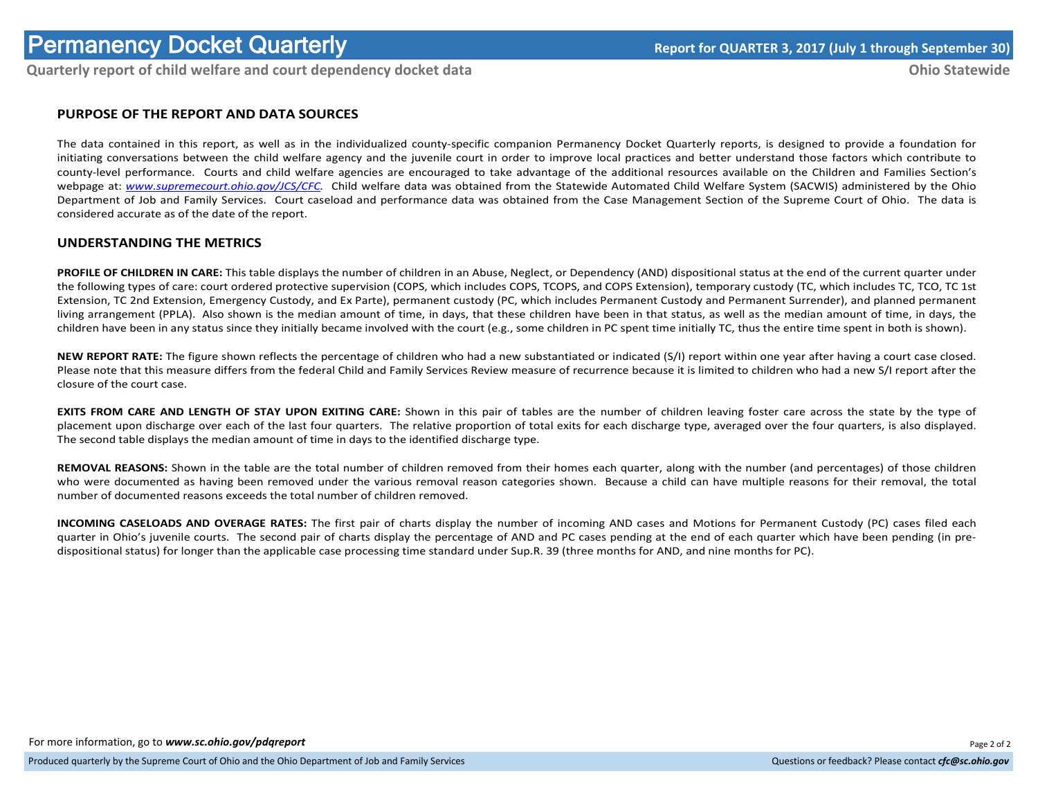## PURPOSE OF THE REPORT AND DATA SOURCES

The data contained in this report, as well as in the individualized county-specific companion Permanency Docket Quarterly reports, is designed to provide a foundation for initiating conversations between the child welfare agency and the juvenile court in order to improve local practices and better understand those factors which contribute to county-level performance. Courts and child welfare agencies are encouraged to take advantage of the additional resources available on the Children and Families Section's webpage at: *www.supremecourt.ohio.gov/JCS/CFC*. Child welfare data was obtained from the Statewide Automated Child Welfare System (SACWIS) administered by the Ohio Department of Job and Family Services. Court caseload and performance data was obtained from the Case Management Section of the Supreme Court of Ohio. The data is considered accurate as of the date of the report.

## UNDERSTANDING THE METRICS

**PROFILE OF CHILDREN IN CARE:** This table displays the number of children in an Abuse, Neglect, or Dependency (AND) dispositional status at the end of the current quarter under the following types of care: court ordered protective supervision (COPS, which includes COPS, TCOPS, and COPS Extension), temporary custody (TC, which includes TC, TCO, TC 1st Extension, TC 2nd Extension, Emergency Custody, and Ex Parte), permanent custody (PC, which includes Permanent Custody and Permanent Surrender), and planned permanent living arrangement (PPLA). Also shown is the median amount of time, in days, that these children have been in that status, as well as the median amount of time, in days, the children have been in any status since they initially became involved with the court (e.g., some children in PC spent time initially TC, thus the entire time spent in both is shown).

**NEW REPORT RATE:** The figure shown reflects the percentage of children who had a new substantiated or indicated (S/I) report within one year after having a court case closed. Please note that this measure differs from the federal Child and Family Services Review measure of recurrence because it is limited to children who had a new S/I report after the closure of the court case.

**EXITS FROM CARE AND LENGTH OF STAY UPON EXITING CARE:** Shown in this pair of tables are the number of children leaving foster care across the state by the type of placement upon discharge over each of the last four quarters. The relative proportion of total exits for each discharge type, averaged over the four quarters, is also displayed. The second table displays the median amount of time in days to the identified discharge type.

**REMOVAL REASONS:** Shown in the table are the total number of children removed from their homes each quarter, along with the number (and percentages) of those children who were documented as having been removed under the various removal reason categories shown. Because a child can have multiple reasons for their removal, the total number of documented reasons exceeds the total number of children removed.

**INCOMING CASELOADS AND OVERAGE RATES:** The first pair of charts display the number of incoming AND cases and Motions for Permanent Custody (PC) cases filed each quarter in Ohio's juvenile courts. The second pair of charts display the percentage of AND and PC cases pending at the end of each quarter which have been pending (in pre-dispositional status) for longer than the applicable case processing time standard under Sup.R. 39 (three months for AND, and nine months for PC).

For more information, go to ***www.sc.ohio.gov/pdqreport***

Produced quarterly by the Supreme Court of Ohio and the Ohio Department of Job and Family Services

Questions or feedback? Please contact ***cfc@sc.ohio.gov***